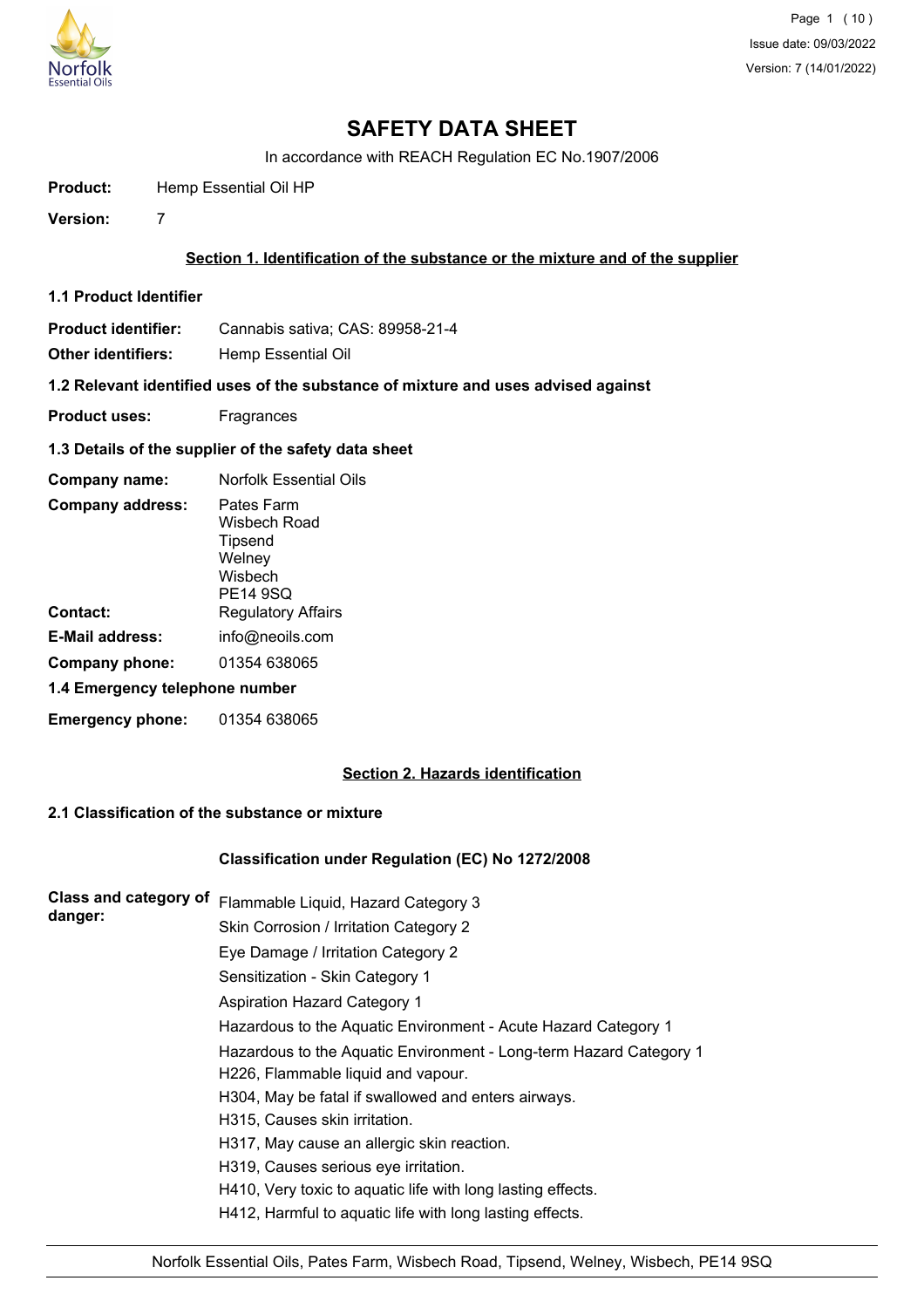# SAFETY DATA SHEET

In accordance with REACH Regulation EC No.1907/2006

**Product:** Hemp Essential Oil HP

**Version:** 7

## Section 1. Identification of the substance or the mixture and of the supplier

### 1.1 Product Identifier

**Product identifier:** Cannabis sativa; CAS: 89958-21-4

**Other identifiers:** Hemp Essential Oil

### 1.2 Relevant identified uses of the substance of mixture and uses advised against

**Product uses:** Fragrances

### 1.3 Details of the supplier of the safety data sheet

**Company name:** Norfolk Essential Oils

**Company address:** Pates Farm
Wisbech Road
Tipsend
Welney
Wisbech
PE14 9SQ

**Contact:** Regulatory Affairs

**E-Mail address:** info@neoils.com

**Company phone:** 01354 638065

### 1.4 Emergency telephone number

**Emergency phone:** 01354 638065

## Section 2. Hazards identification

### 2.1 Classification of the substance or mixture

**Classification under Regulation (EC) No 1272/2008**

**Class and category of danger:**

Flammable Liquid, Hazard Category 3
Skin Corrosion / Irritation Category 2
Eye Damage / Irritation Category 2
Sensitization - Skin Category 1
Aspiration Hazard Category 1
Hazardous to the Aquatic Environment - Acute Hazard Category 1
Hazardous to the Aquatic Environment - Long-term Hazard Category 1

H226, Flammable liquid and vapour.
H304, May be fatal if swallowed and enters airways.
H315, Causes skin irritation.
H317, May cause an allergic skin reaction.
H319, Causes serious eye irritation.
H410, Very toxic to aquatic life with long lasting effects.
H412, Harmful to aquatic life with long lasting effects.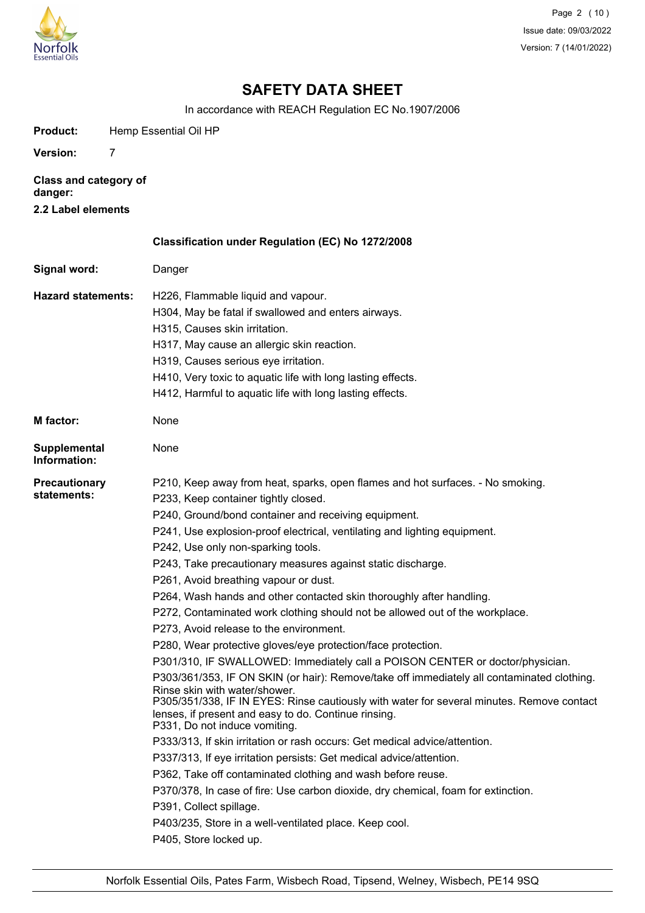# SAFETY DATA SHEET

In accordance with REACH Regulation EC No.1907/2006

**Product:** Hemp Essential Oil HP

**Version:** 7

**Class and category of danger:**

**2.2 Label elements**

**Classification under Regulation (EC) No 1272/2008**

**Signal word:** Danger

**Hazard statements:**

H226, Flammable liquid and vapour.
H304, May be fatal if swallowed and enters airways.
H315, Causes skin irritation.
H317, May cause an allergic skin reaction.
H319, Causes serious eye irritation.
H410, Very toxic to aquatic life with long lasting effects.
H412, Harmful to aquatic life with long lasting effects.

**M factor:** None

**Supplemental Information:** None

**Precautionary statements:**

P210, Keep away from heat, sparks, open flames and hot surfaces. - No smoking.
P233, Keep container tightly closed.
P240, Ground/bond container and receiving equipment.
P241, Use explosion-proof electrical, ventilating and lighting equipment.
P242, Use only non-sparking tools.
P243, Take precautionary measures against static discharge.
P261, Avoid breathing vapour or dust.
P264, Wash hands and other contacted skin thoroughly after handling.
P272, Contaminated work clothing should not be allowed out of the workplace.
P273, Avoid release to the environment.
P280, Wear protective gloves/eye protection/face protection.
P301/310, IF SWALLOWED: Immediately call a POISON CENTER or doctor/physician.
P303/361/353, IF ON SKIN (or hair): Remove/take off immediately all contaminated clothing. Rinse skin with water/shower.
P305/351/338, IF IN EYES: Rinse cautiously with water for several minutes. Remove contact lenses, if present and easy to do. Continue rinsing.
P331, Do not induce vomiting.
P333/313, If skin irritation or rash occurs: Get medical advice/attention.
P337/313, If eye irritation persists: Get medical advice/attention.
P362, Take off contaminated clothing and wash before reuse.
P370/378, In case of fire: Use carbon dioxide, dry chemical, foam for extinction.
P391, Collect spillage.
P403/235, Store in a well-ventilated place. Keep cool.
P405, Store locked up.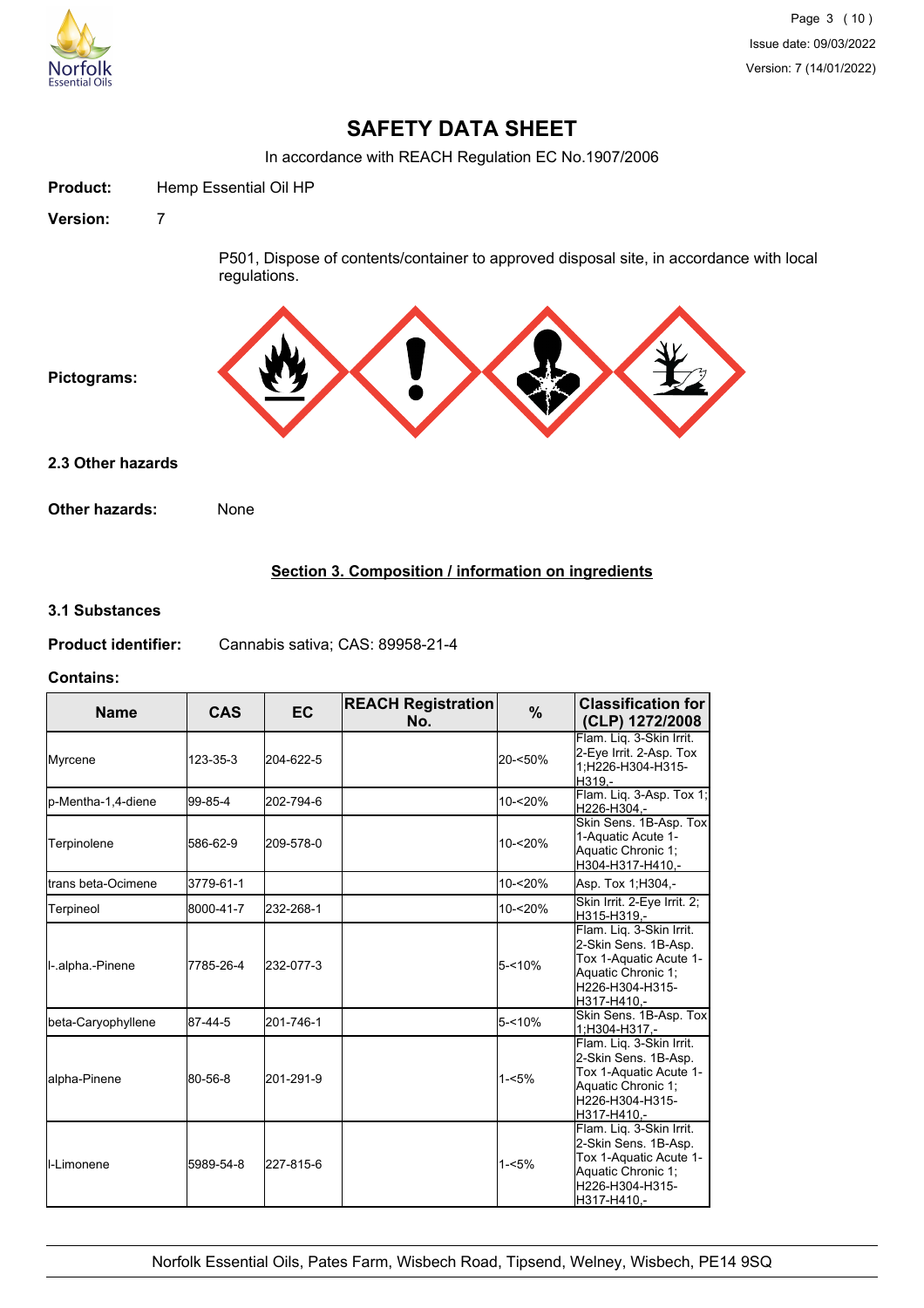# SAFETY DATA SHEET

In accordance with REACH Regulation EC No.1907/2006

**Product:** Hemp Essential Oil HP

**Version:** 7

P501, Dispose of contents/container to approved disposal site, in accordance with local regulations.

**Pictograms:**

### 2.3 Other hazards

**Other hazards:** None

## Section 3. Composition / information on ingredients

### 3.1 Substances

**Product identifier:** Cannabis sativa; CAS: 89958-21-4

**Contains:**

| Name | CAS | EC | REACH Registration No. | % | Classification for (CLP) 1272/2008 |
|---|---|---|---|---|---|
| Myrcene | 123-35-3 | 204-622-5 | | 20-<50% | Flam. Liq. 3-Skin Irrit. 2-Eye Irrit. 2-Asp. Tox 1;H226-H304-H315-H319,- |
| p-Mentha-1,4-diene | 99-85-4 | 202-794-6 | | 10-<20% | Flam. Liq. 3-Asp. Tox 1;H226-H304,- |
| Terpinolene | 586-62-9 | 209-578-0 | | 10-<20% | Skin Sens. 1B-Asp. Tox 1-Aquatic Acute 1-Aquatic Chronic 1;H304-H317-H410,- |
| trans beta-Ocimene | 3779-61-1 | | | 10-<20% | Asp. Tox 1;H304,- |
| Terpineol | 8000-41-7 | 232-268-1 | | 10-<20% | Skin Irrit. 2-Eye Irrit. 2;H315-H319,- |
| l-.alpha.-Pinene | 7785-26-4 | 232-077-3 | | 5-<10% | Flam. Liq. 3-Skin Irrit. 2-Skin Sens. 1B-Asp. Tox 1-Aquatic Acute 1-Aquatic Chronic 1;H226-H304-H315-H317-H410,- |
| beta-Caryophyllene | 87-44-5 | 201-746-1 | | 5-<10% | Skin Sens. 1B-Asp. Tox 1;H304-H317,- |
| alpha-Pinene | 80-56-8 | 201-291-9 | | 1-<5% | Flam. Liq. 3-Skin Irrit. 2-Skin Sens. 1B-Asp. Tox 1-Aquatic Acute 1-Aquatic Chronic 1;H226-H304-H315-H317-H410,- |
| l-Limonene | 5989-54-8 | 227-815-6 | | 1-<5% | Flam. Liq. 3-Skin Irrit. 2-Skin Sens. 1B-Asp. Tox 1-Aquatic Acute 1-Aquatic Chronic 1;H226-H304-H315-H317-H410,- |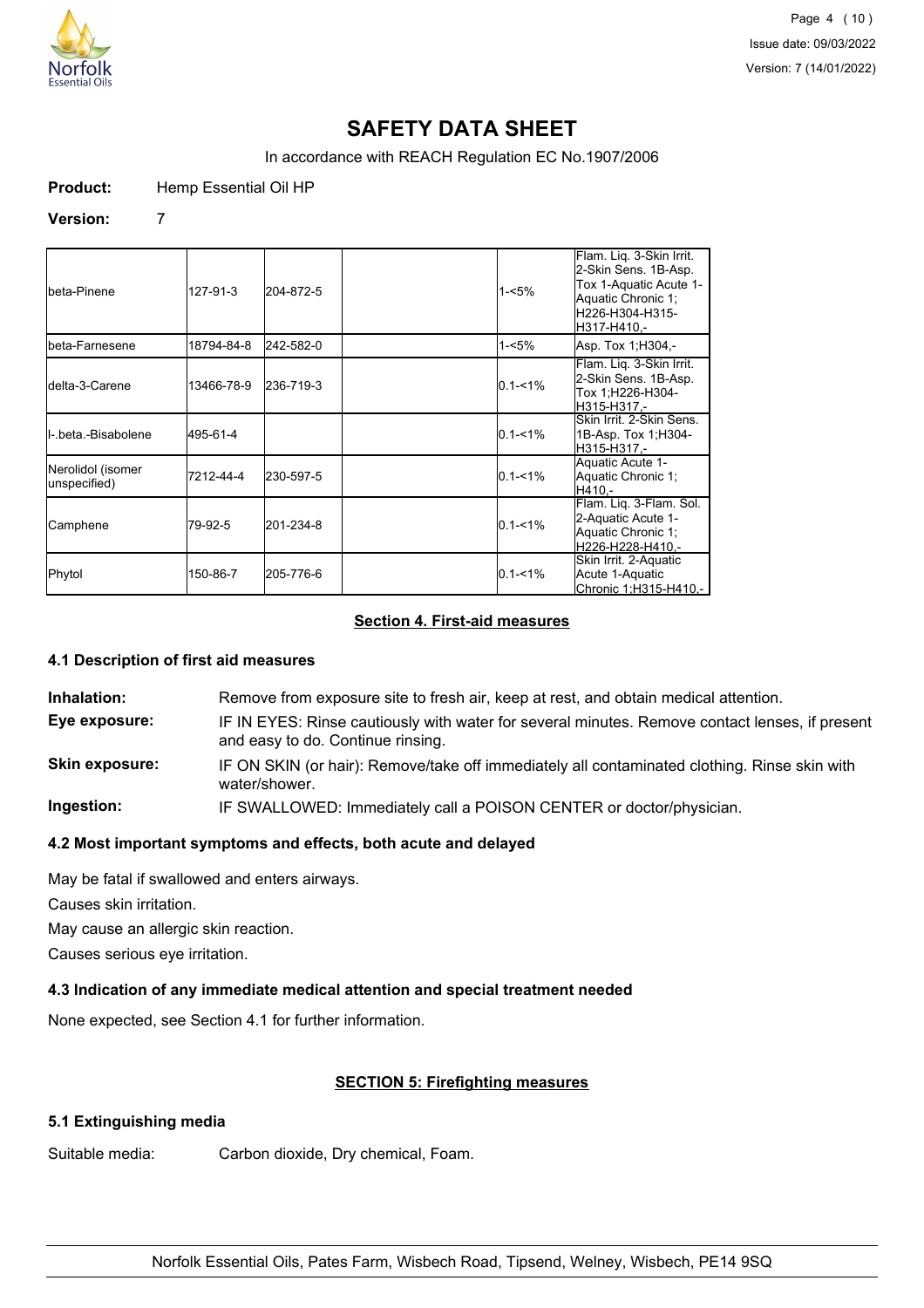# SAFETY DATA SHEET

In accordance with REACH Regulation EC No.1907/2006

**Product:** Hemp Essential Oil HP

**Version:** 7

| | | | | | |
|---|---|---|---|---|---|
| beta-Pinene | 127-91-3 | 204-872-5 | | 1-<5% | Flam. Liq. 3-Skin Irrit. 2-Skin Sens. 1B-Asp. Tox 1-Aquatic Acute 1-Aquatic Chronic 1;H226-H304-H315-H317-H410,- |
| beta-Farnesene | 18794-84-8 | 242-582-0 | | 1-<5% | Asp. Tox 1;H304,- |
| delta-3-Carene | 13466-78-9 | 236-719-3 | | 0.1-<1% | Flam. Liq. 3-Skin Irrit. 2-Skin Sens. 1B-Asp. Tox 1;H226-H304-H315-H317,- |
| l-.beta.-Bisabolene | 495-61-4 | | | 0.1-<1% | Skin Irrit. 2-Skin Sens. 1B-Asp. Tox 1;H304-H315-H317,- |
| Nerolidol (isomer unspecified) | 7212-44-4 | 230-597-5 | | 0.1-<1% | Aquatic Acute 1-Aquatic Chronic 1;H410,- |
| Camphene | 79-92-5 | 201-234-8 | | 0.1-<1% | Flam. Liq. 3-Flam. Sol. 2-Aquatic Acute 1-Aquatic Chronic 1;H226-H228-H410,- |
| Phytol | 150-86-7 | 205-776-6 | | 0.1-<1% | Skin Irrit. 2-Aquatic Acute 1-Aquatic Chronic 1;H315-H410,- |

## Section 4. First-aid measures

### 4.1 Description of first aid measures

**Inhalation:** Remove from exposure site to fresh air, keep at rest, and obtain medical attention.

**Eye exposure:** IF IN EYES: Rinse cautiously with water for several minutes. Remove contact lenses, if present and easy to do. Continue rinsing.

**Skin exposure:** IF ON SKIN (or hair): Remove/take off immediately all contaminated clothing. Rinse skin with water/shower.

**Ingestion:** IF SWALLOWED: Immediately call a POISON CENTER or doctor/physician.

### 4.2 Most important symptoms and effects, both acute and delayed

May be fatal if swallowed and enters airways.

Causes skin irritation.

May cause an allergic skin reaction.

Causes serious eye irritation.

### 4.3 Indication of any immediate medical attention and special treatment needed

None expected, see Section 4.1 for further information.

## SECTION 5: Firefighting measures

### 5.1 Extinguishing media

Suitable media: Carbon dioxide, Dry chemical, Foam.

Norfolk Essential Oils, Pates Farm, Wisbech Road, Tipsend, Welney, Wisbech, PE14 9SQ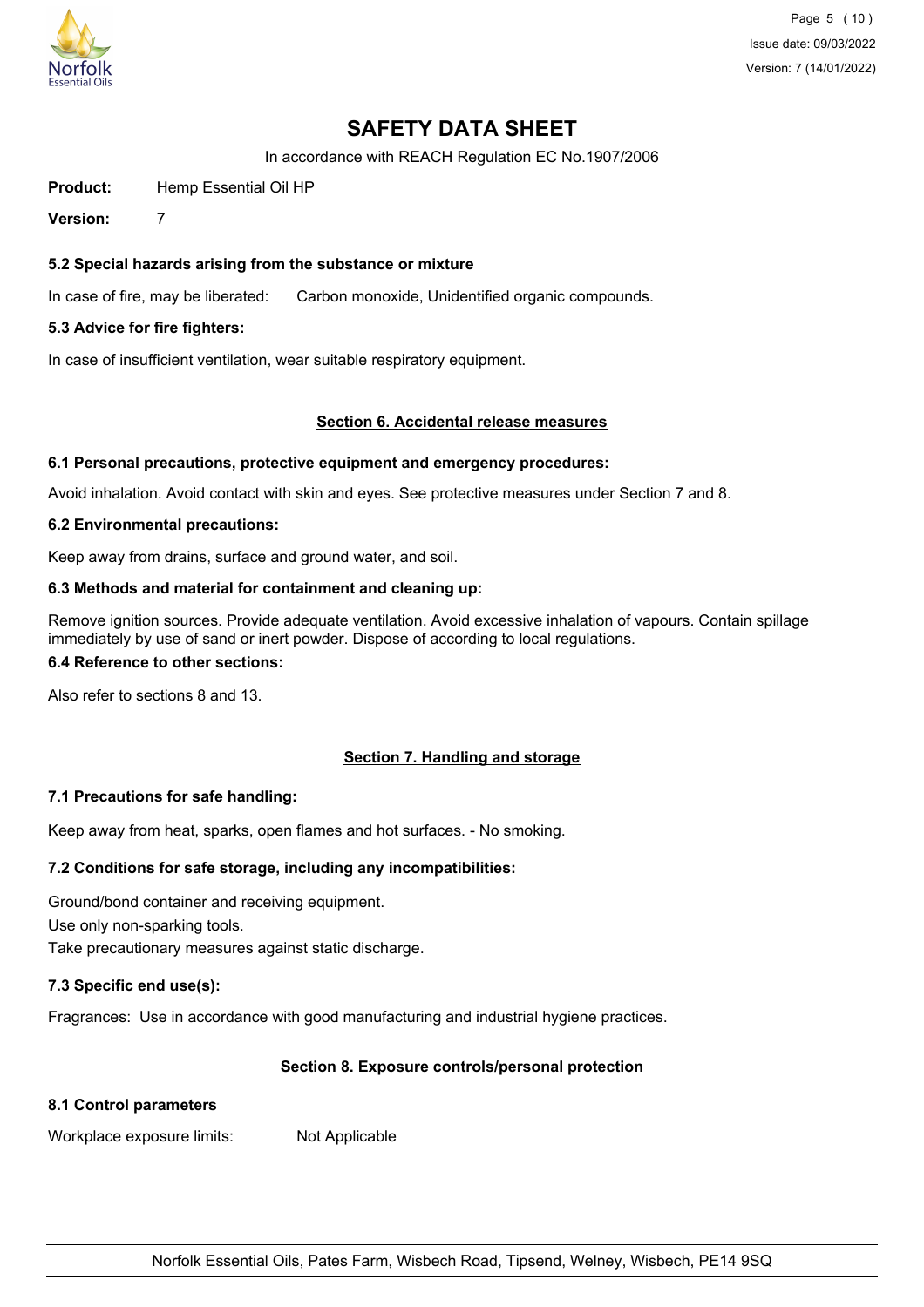# SAFETY DATA SHEET

In accordance with REACH Regulation EC No.1907/2006

**Product:** Hemp Essential Oil HP

**Version:** 7

### 5.2 Special hazards arising from the substance or mixture

In case of fire, may be liberated: Carbon monoxide, Unidentified organic compounds.

### 5.3 Advice for fire fighters:

In case of insufficient ventilation, wear suitable respiratory equipment.

## Section 6. Accidental release measures

### 6.1 Personal precautions, protective equipment and emergency procedures:

Avoid inhalation. Avoid contact with skin and eyes. See protective measures under Section 7 and 8.

### 6.2 Environmental precautions:

Keep away from drains, surface and ground water, and soil.

### 6.3 Methods and material for containment and cleaning up:

Remove ignition sources. Provide adequate ventilation. Avoid excessive inhalation of vapours. Contain spillage immediately by use of sand or inert powder. Dispose of according to local regulations.

### 6.4 Reference to other sections:

Also refer to sections 8 and 13.

## Section 7. Handling and storage

### 7.1 Precautions for safe handling:

Keep away from heat, sparks, open flames and hot surfaces. - No smoking.

### 7.2 Conditions for safe storage, including any incompatibilities:

Ground/bond container and receiving equipment.
Use only non-sparking tools.
Take precautionary measures against static discharge.

### 7.3 Specific end use(s):

Fragrances: Use in accordance with good manufacturing and industrial hygiene practices.

## Section 8. Exposure controls/personal protection

### 8.1 Control parameters

Workplace exposure limits: Not Applicable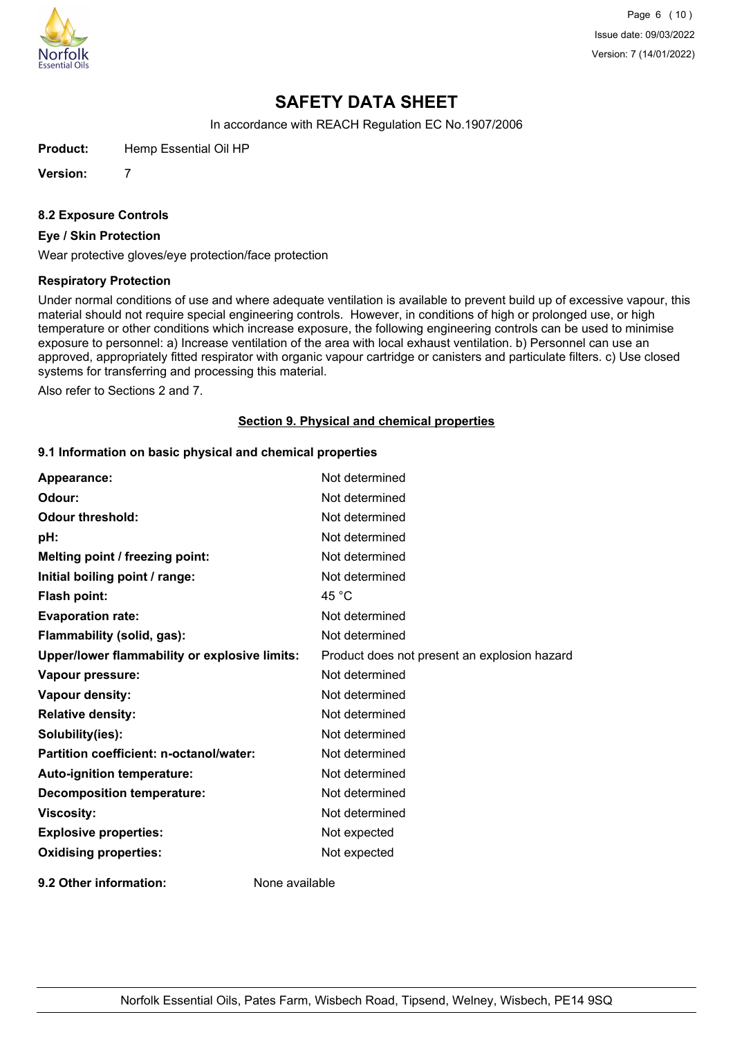# SAFETY DATA SHEET

In accordance with REACH Regulation EC No.1907/2006

**Product:** Hemp Essential Oil HP

**Version:** 7

### 8.2 Exposure Controls

**Eye / Skin Protection**

Wear protective gloves/eye protection/face protection

**Respiratory Protection**

Under normal conditions of use and where adequate ventilation is available to prevent build up of excessive vapour, this material should not require special engineering controls. However, in conditions of high or prolonged use, or high temperature or other conditions which increase exposure, the following engineering controls can be used to minimise exposure to personnel: a) Increase ventilation of the area with local exhaust ventilation. b) Personnel can use an approved, appropriately fitted respirator with organic vapour cartridge or canisters and particulate filters. c) Use closed systems for transferring and processing this material.

Also refer to Sections 2 and 7.

## Section 9. Physical and chemical properties

### 9.1 Information on basic physical and chemical properties

| Property | Value |
|---|---|
| **Appearance:** | Not determined |
| **Odour:** | Not determined |
| **Odour threshold:** | Not determined |
| **pH:** | Not determined |
| **Melting point / freezing point:** | Not determined |
| **Initial boiling point / range:** | Not determined |
| **Flash point:** | 45 °C |
| **Evaporation rate:** | Not determined |
| **Flammability (solid, gas):** | Not determined |
| **Upper/lower flammability or explosive limits:** | Product does not present an explosion hazard |
| **Vapour pressure:** | Not determined |
| **Vapour density:** | Not determined |
| **Relative density:** | Not determined |
| **Solubility(ies):** | Not determined |
| **Partition coefficient: n-octanol/water:** | Not determined |
| **Auto-ignition temperature:** | Not determined |
| **Decomposition temperature:** | Not determined |
| **Viscosity:** | Not determined |
| **Explosive properties:** | Not expected |
| **Oxidising properties:** | Not expected |

**9.2 Other information:** None available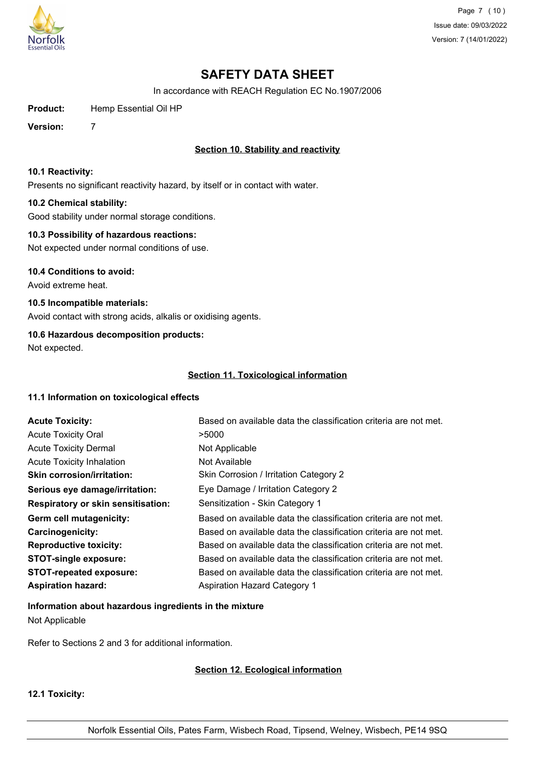# SAFETY DATA SHEET

In accordance with REACH Regulation EC No.1907/2006

**Product:** Hemp Essential Oil HP

**Version:** 7

## Section 10. Stability and reactivity

**10.1 Reactivity:**

Presents no significant reactivity hazard, by itself or in contact with water.

**10.2 Chemical stability:**

Good stability under normal storage conditions.

**10.3 Possibility of hazardous reactions:**

Not expected under normal conditions of use.

**10.4 Conditions to avoid:**

Avoid extreme heat.

**10.5 Incompatible materials:**

Avoid contact with strong acids, alkalis or oxidising agents.

**10.6 Hazardous decomposition products:**

Not expected.

## Section 11. Toxicological information

**11.1 Information on toxicological effects**

| | |
|---|---|
| **Acute Toxicity:** | Based on available data the classification criteria are not met. |
| Acute Toxicity Oral | >5000 |
| Acute Toxicity Dermal | Not Applicable |
| Acute Toxicity Inhalation | Not Available |
| **Skin corrosion/irritation:** | Skin Corrosion / Irritation Category 2 |
| **Serious eye damage/irritation:** | Eye Damage / Irritation Category 2 |
| **Respiratory or skin sensitisation:** | Sensitization - Skin Category 1 |
| **Germ cell mutagenicity:** | Based on available data the classification criteria are not met. |
| **Carcinogenicity:** | Based on available data the classification criteria are not met. |
| **Reproductive toxicity:** | Based on available data the classification criteria are not met. |
| **STOT-single exposure:** | Based on available data the classification criteria are not met. |
| **STOT-repeated exposure:** | Based on available data the classification criteria are not met. |
| **Aspiration hazard:** | Aspiration Hazard Category 1 |

**Information about hazardous ingredients in the mixture**

Not Applicable

Refer to Sections 2 and 3 for additional information.

## Section 12. Ecological information

**12.1 Toxicity:**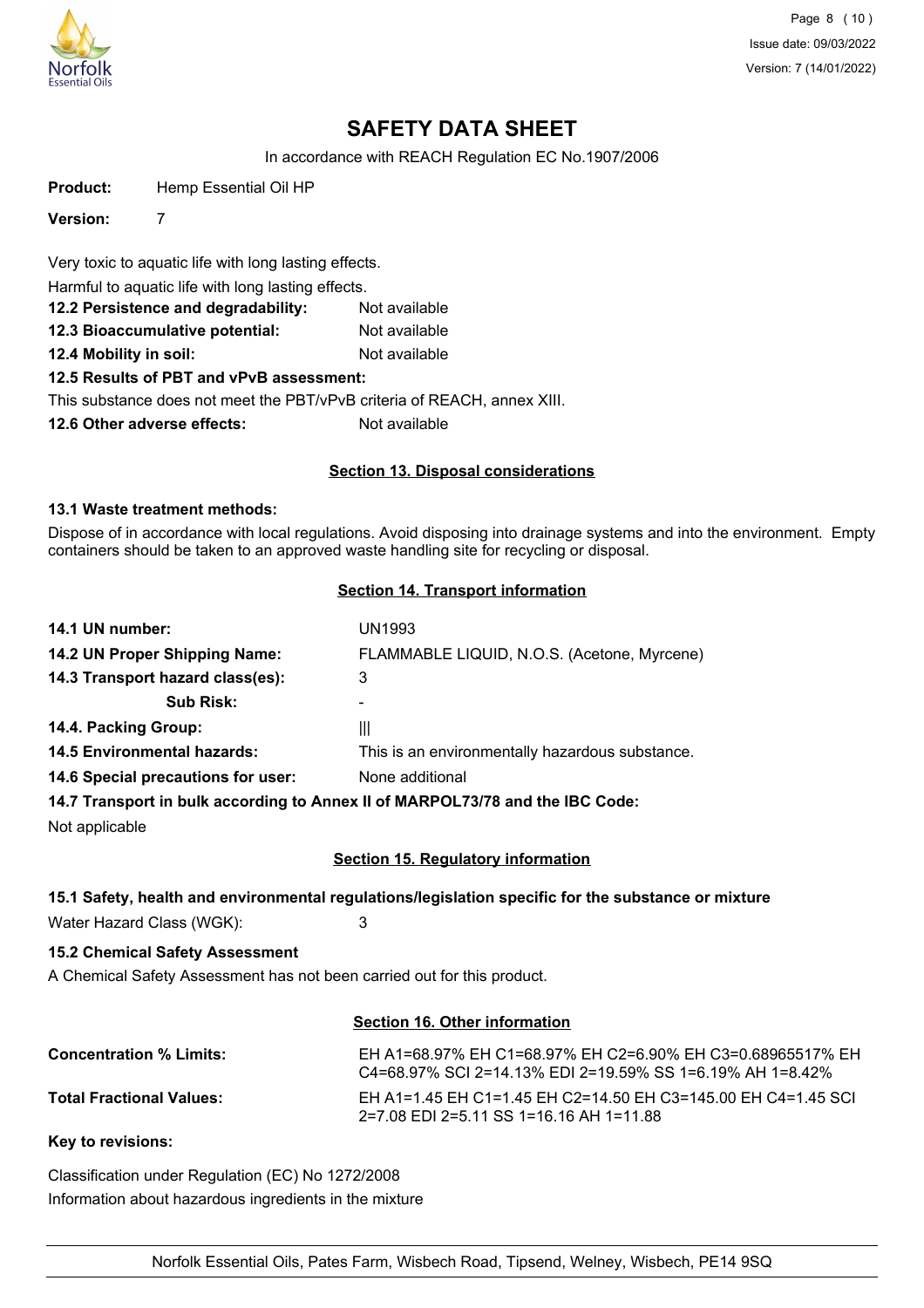Very toxic to aquatic life with long lasting effects.

Harmful to aquatic life with long lasting effects.

**12.2 Persistence and degradability:** Not available

**12.3 Bioaccumulative potential:** Not available

**12.4 Mobility in soil:** Not available

**12.5 Results of PBT and vPvB assessment:**

This substance does not meet the PBT/vPvB criteria of REACH, annex XIII.

**12.6 Other adverse effects:** Not available

## Section 13. Disposal considerations

**13.1 Waste treatment methods:**

Dispose of in accordance with local regulations. Avoid disposing into drainage systems and into the environment. Empty containers should be taken to an approved waste handling site for recycling or disposal.

## Section 14. Transport information

**14.1 UN number:** UN1993

**14.2 UN Proper Shipping Name:** FLAMMABLE LIQUID, N.O.S. (Acetone, Myrcene)

**14.3 Transport hazard class(es):** 3

**Sub Risk:** -

**14.4. Packing Group:** III

**14.5 Environmental hazards:** This is an environmentally hazardous substance.

**14.6 Special precautions for user:** None additional

**14.7 Transport in bulk according to Annex II of MARPOL73/78 and the IBC Code:**

Not applicable

## Section 15. Regulatory information

**15.1 Safety, health and environmental regulations/legislation specific for the substance or mixture**

Water Hazard Class (WGK): 3

**15.2 Chemical Safety Assessment**

A Chemical Safety Assessment has not been carried out for this product.

## Section 16. Other information

**Concentration % Limits:** EH A1=68.97% EH C1=68.97% EH C2=6.90% EH C3=0.68965517% EH C4=68.97% SCI 2=14.13% EDI 2=19.59% SS 1=6.19% AH 1=8.42%

**Total Fractional Values:** EH A1=1.45 EH C1=1.45 EH C2=14.50 EH C3=145.00 EH C4=1.45 SCI 2=7.08 EDI 2=5.11 SS 1=16.16 AH 1=11.88

**Key to revisions:**

Classification under Regulation (EC) No 1272/2008

Information about hazardous ingredients in the mixture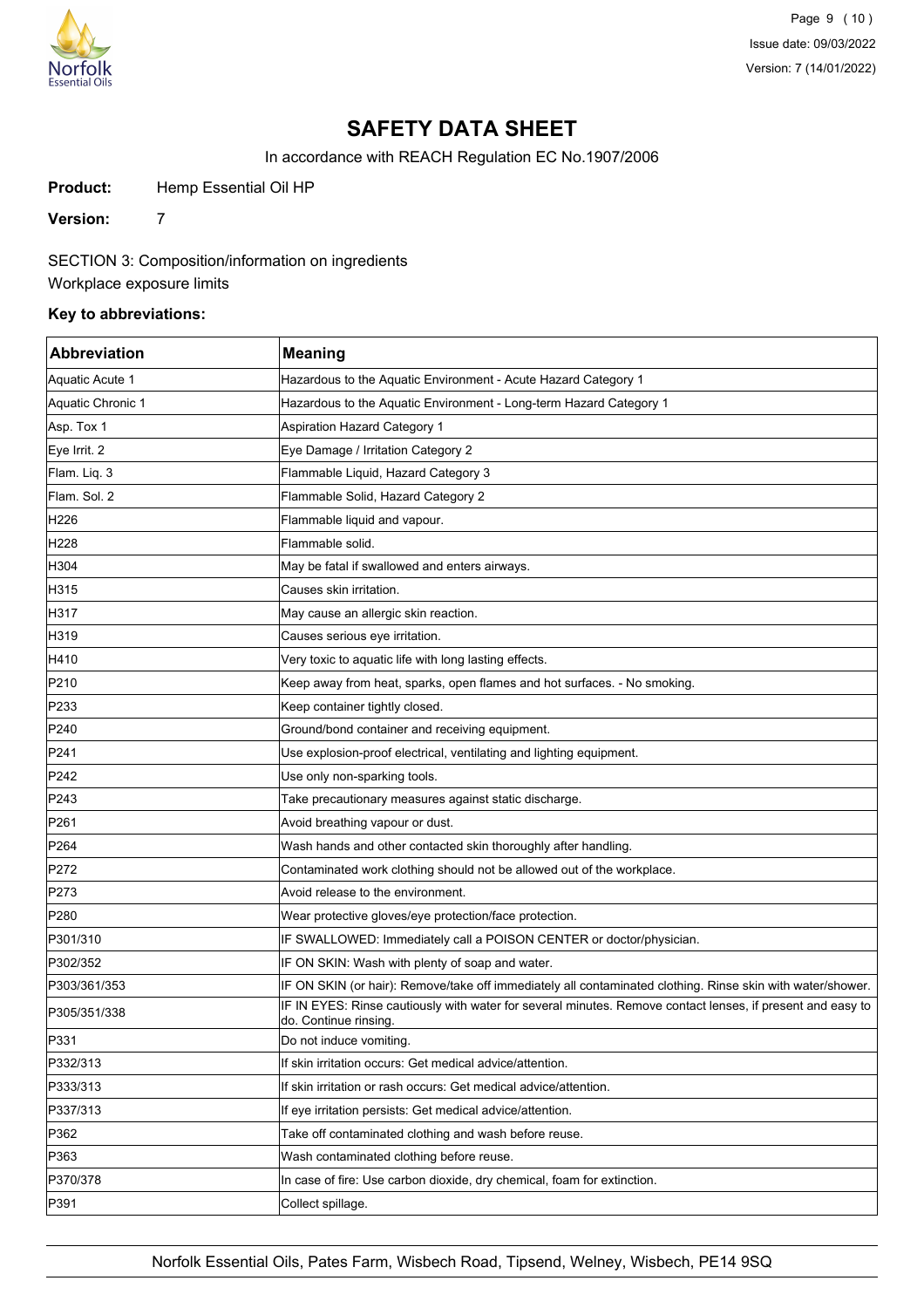# SAFETY DATA SHEET

In accordance with REACH Regulation EC No.1907/2006

**Product:** Hemp Essential Oil HP

**Version:** 7

SECTION 3: Composition/information on ingredients

Workplace exposure limits

### Key to abbreviations:

| Abbreviation | Meaning |
|---|---|
| Aquatic Acute 1 | Hazardous to the Aquatic Environment - Acute Hazard Category 1 |
| Aquatic Chronic 1 | Hazardous to the Aquatic Environment - Long-term Hazard Category 1 |
| Asp. Tox 1 | Aspiration Hazard Category 1 |
| Eye Irrit. 2 | Eye Damage / Irritation Category 2 |
| Flam. Liq. 3 | Flammable Liquid, Hazard Category 3 |
| Flam. Sol. 2 | Flammable Solid, Hazard Category 2 |
| H226 | Flammable liquid and vapour. |
| H228 | Flammable solid. |
| H304 | May be fatal if swallowed and enters airways. |
| H315 | Causes skin irritation. |
| H317 | May cause an allergic skin reaction. |
| H319 | Causes serious eye irritation. |
| H410 | Very toxic to aquatic life with long lasting effects. |
| P210 | Keep away from heat, sparks, open flames and hot surfaces. - No smoking. |
| P233 | Keep container tightly closed. |
| P240 | Ground/bond container and receiving equipment. |
| P241 | Use explosion-proof electrical, ventilating and lighting equipment. |
| P242 | Use only non-sparking tools. |
| P243 | Take precautionary measures against static discharge. |
| P261 | Avoid breathing vapour or dust. |
| P264 | Wash hands and other contacted skin thoroughly after handling. |
| P272 | Contaminated work clothing should not be allowed out of the workplace. |
| P273 | Avoid release to the environment. |
| P280 | Wear protective gloves/eye protection/face protection. |
| P301/310 | IF SWALLOWED: Immediately call a POISON CENTER or doctor/physician. |
| P302/352 | IF ON SKIN: Wash with plenty of soap and water. |
| P303/361/353 | IF ON SKIN (or hair): Remove/take off immediately all contaminated clothing. Rinse skin with water/shower. |
| P305/351/338 | IF IN EYES: Rinse cautiously with water for several minutes. Remove contact lenses, if present and easy to do. Continue rinsing. |
| P331 | Do not induce vomiting. |
| P332/313 | If skin irritation occurs: Get medical advice/attention. |
| P333/313 | If skin irritation or rash occurs: Get medical advice/attention. |
| P337/313 | If eye irritation persists: Get medical advice/attention. |
| P362 | Take off contaminated clothing and wash before reuse. |
| P363 | Wash contaminated clothing before reuse. |
| P370/378 | In case of fire: Use carbon dioxide, dry chemical, foam for extinction. |
| P391 | Collect spillage. |

Norfolk Essential Oils, Pates Farm, Wisbech Road, Tipsend, Welney, Wisbech, PE14 9SQ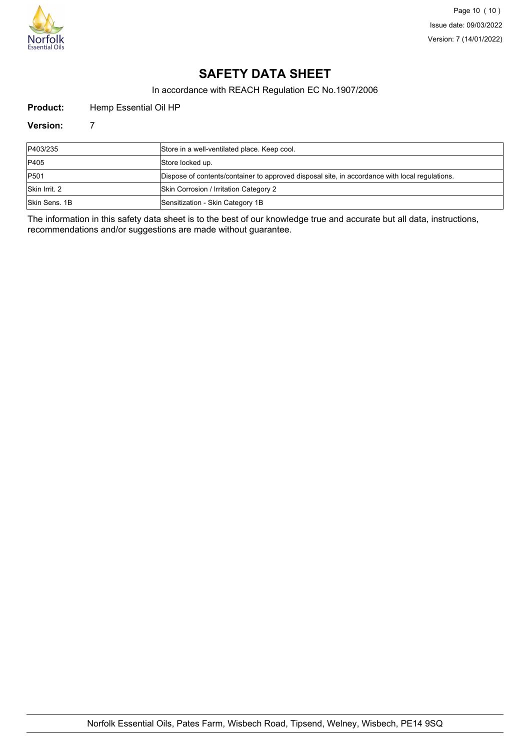# SAFETY DATA SHEET

In accordance with REACH Regulation EC No.1907/2006

**Product:** Hemp Essential Oil HP

**Version:** 7

| | |
|---|---|
| P403/235 | Store in a well-ventilated place. Keep cool. |
| P405 | Store locked up. |
| P501 | Dispose of contents/container to approved disposal site, in accordance with local regulations. |
| Skin Irrit. 2 | Skin Corrosion / Irritation Category 2 |
| Skin Sens. 1B | Sensitization - Skin Category 1B |

The information in this safety data sheet is to the best of our knowledge true and accurate but all data, instructions, recommendations and/or suggestions are made without guarantee.